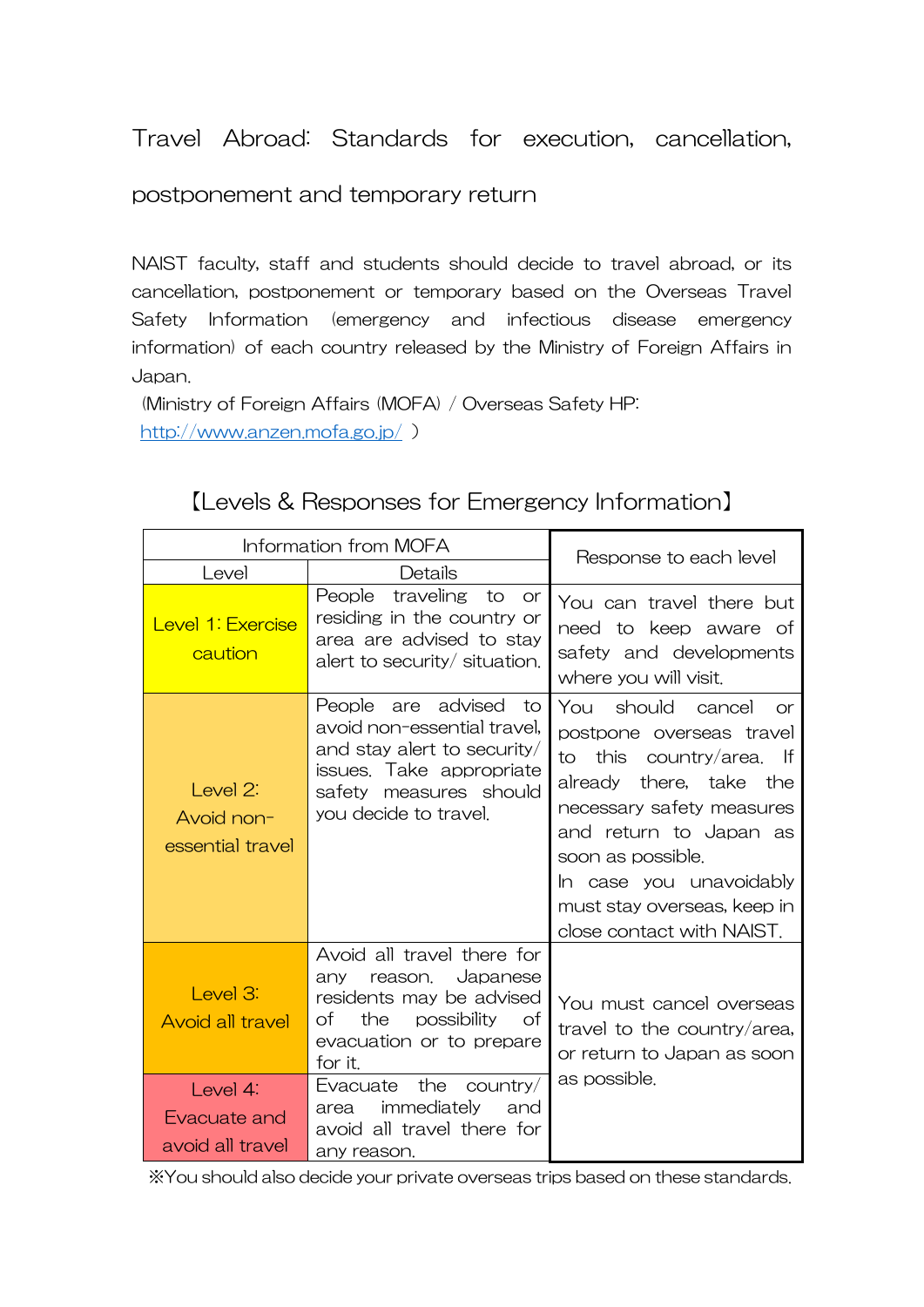# Travel Abroad: Standards for execution, cancellation, postponement and temporary return

NAIST faculty, staff and students should decide to travel abroad, or its cancellation, postponement or temporary based on the Overseas Travel Safety Information (emergency and infectious disease emergency information) of each country released by the Ministry of Foreign Affairs in Japan.

(Ministry of Foreign Affairs (MOFA) / Overseas Safety HP: http://www.anzen.mofa.go.jp/ )

## 【Levels & Responses for Emergency Information】

| Information from MOFA | | Response to each level |
|---|---|---|
| Level | Details | |
| Level 1: Exercise caution | People traveling to or residing in the country or area are advised to stay alert to security/ situation. | You can travel there but need to keep aware of safety and developments where you will visit. |
| Level 2: Avoid non-essential travel | People are advised to avoid non-essential travel, and stay alert to security/ issues. Take appropriate safety measures should you decide to travel. | You should cancel or postpone overseas travel to this country/area. If already there, take the necessary safety measures and return to Japan as soon as possible. In case you unavoidably must stay overseas, keep in close contact with NAIST. |
| Level 3: Avoid all travel | Avoid all travel there for any reason. Japanese residents may be advised of the possibility of evacuation or to prepare for it. | You must cancel overseas travel to the country/area, or return to Japan as soon as possible. |
| Level 4: Evacuate and avoid all travel | Evacuate the country/ area immediately and avoid all travel there for any reason. | |

※You should also decide your private overseas trips based on these standards.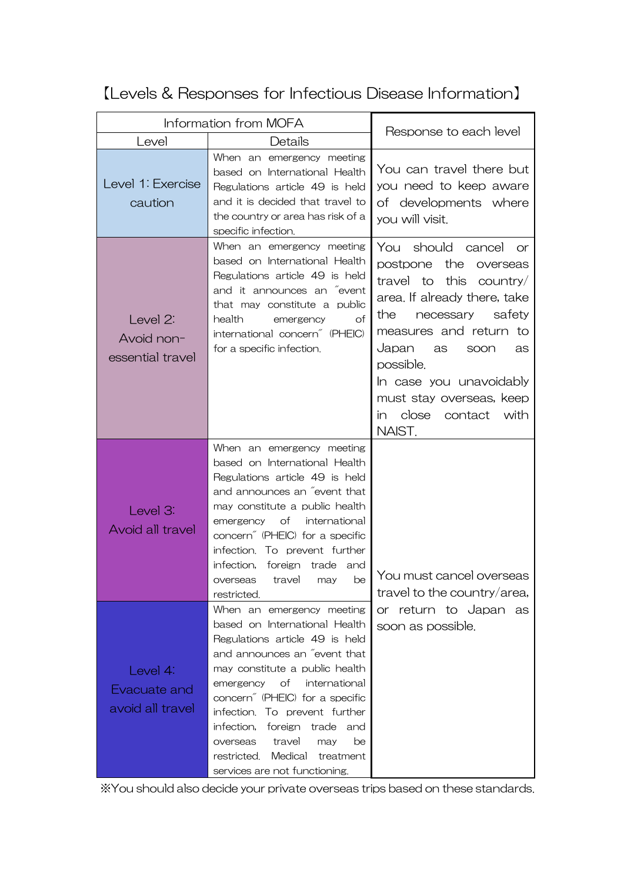【Levels & Responses for Infectious Disease Information】

| Information from MOFA | | Response to each level |
| --- | --- | --- |
| Level | Details | |
| Level 1: Exercise caution | When an emergency meeting based on International Health Regulations article 49 is held and it is decided that travel to the country or area has risk of a specific infection. | You can travel there but you need to keep aware of developments where you will visit. |
| Level 2: Avoid non-essential travel | When an emergency meeting based on International Health Regulations article 49 is held and it announces an "event that may constitute a public health emergency of international concern" (PHEIC) for a specific infection. | You should cancel or postpone the overseas travel to this country/area. If already there, take the necessary safety measures and return to Japan as soon as possible. In case you unavoidably must stay overseas, keep in close contact with NAIST. |
| Level 3: Avoid all travel | When an emergency meeting based on International Health Regulations article 49 is held and announces an "event that may constitute a public health emergency of international concern" (PHEIC) for a specific infection. To prevent further infection, foreign trade and overseas travel may be restricted. | You must cancel overseas travel to the country/area, or return to Japan as soon as possible. |
| Level 4: Evacuate and avoid all travel | When an emergency meeting based on International Health Regulations article 49 is held and announces an "event that may constitute a public health emergency of international concern" (PHEIC) for a specific infection. To prevent further infection, foreign trade and overseas travel may be restricted. Medical treatment services are not functioning. | |

※You should also decide your private overseas trips based on these standards.